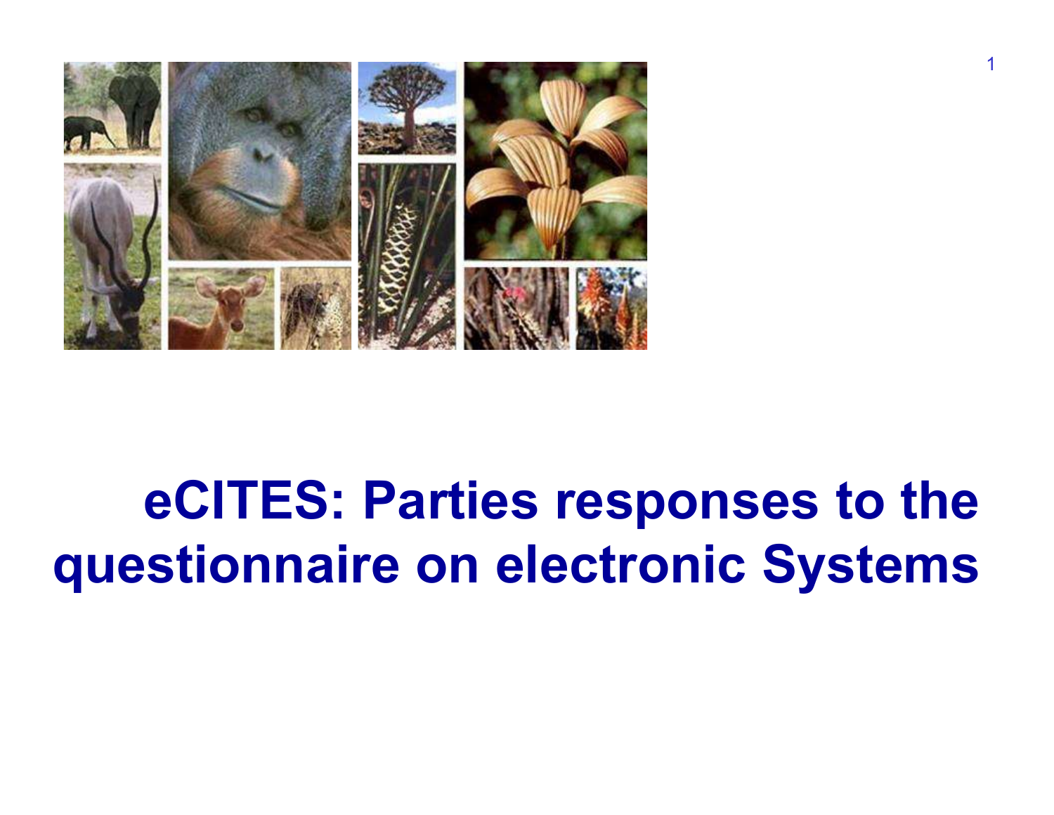# eCITES: Parties responses to the questionnaire on electronic Systems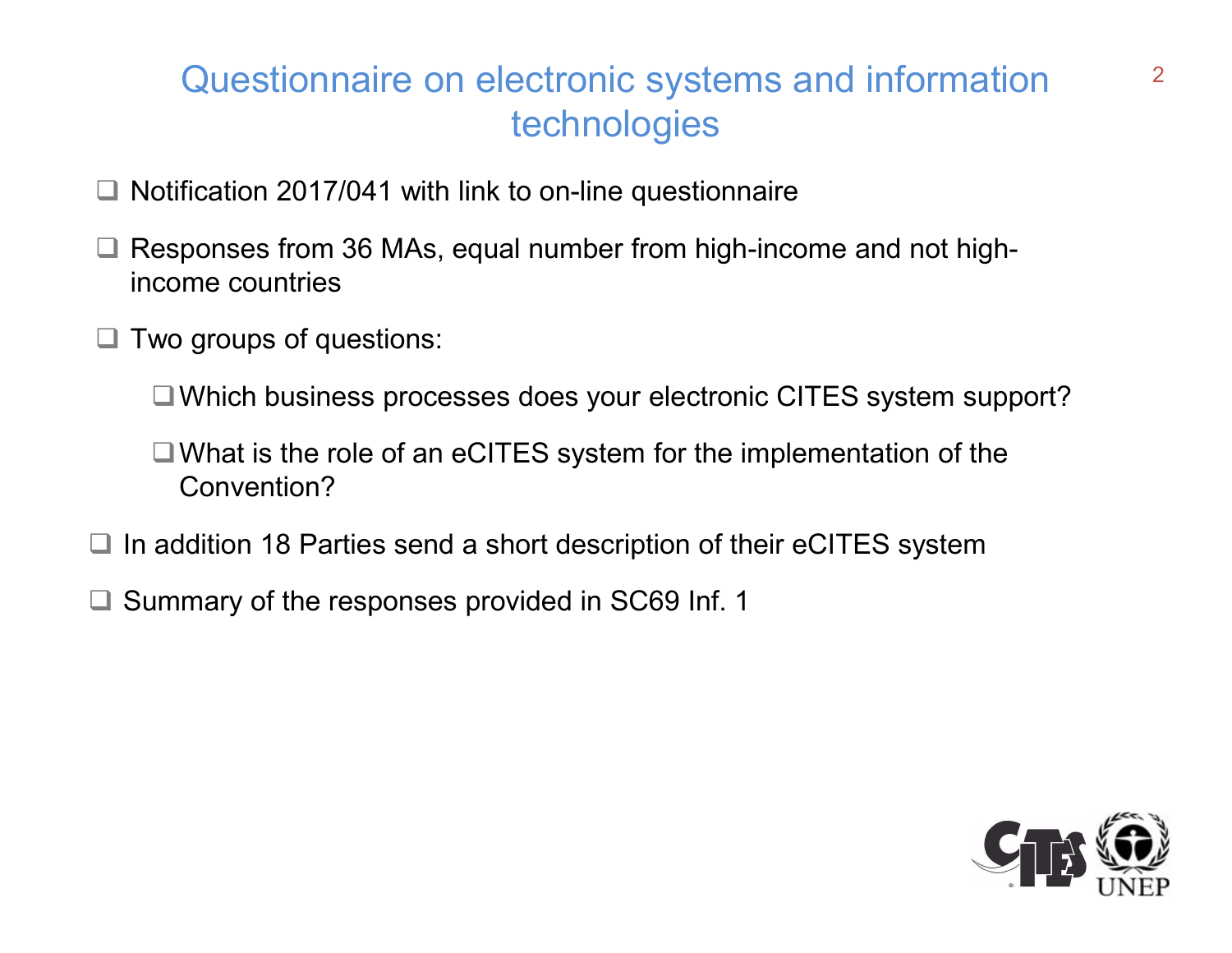# Questionnaire on electronic systems and information technologies

- Notification 2017/041 with link to on-line questionnaire
- Responses from 36 MAs, equal number from high-income and not high-income countries
- Two groups of questions:
  - Which business processes does your electronic CITES system support?
  - What is the role of an eCITES system for the implementation of the Convention?
- In addition 18 Parties send a short description of their eCITES system
- Summary of the responses provided in SC69 Inf. 1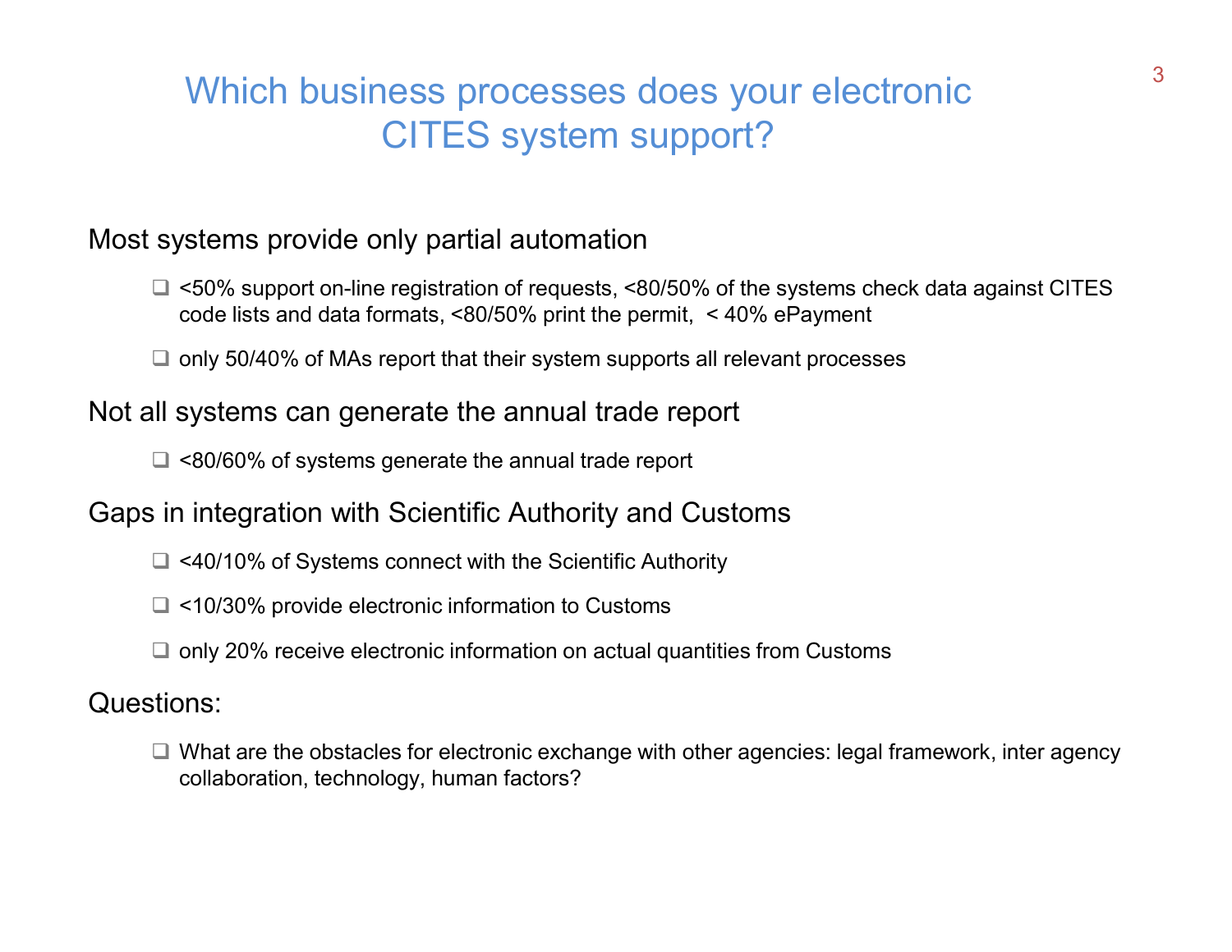# Which business processes does your electronic CITES system support?

## Most systems provide only partial automation

- <50% support on-line registration of requests, <80/50% of the systems check data against CITES code lists and data formats, <80/50% print the permit, < 40% ePayment
- only 50/40% of MAs report that their system supports all relevant processes

## Not all systems can generate the annual trade report

- <80/60% of systems generate the annual trade report

## Gaps in integration with Scientific Authority and Customs

- <40/10% of Systems connect with the Scientific Authority
- <10/30% provide electronic information to Customs
- only 20% receive electronic information on actual quantities from Customs

## Questions:

- What are the obstacles for electronic exchange with other agencies: legal framework, inter agency collaboration, technology, human factors?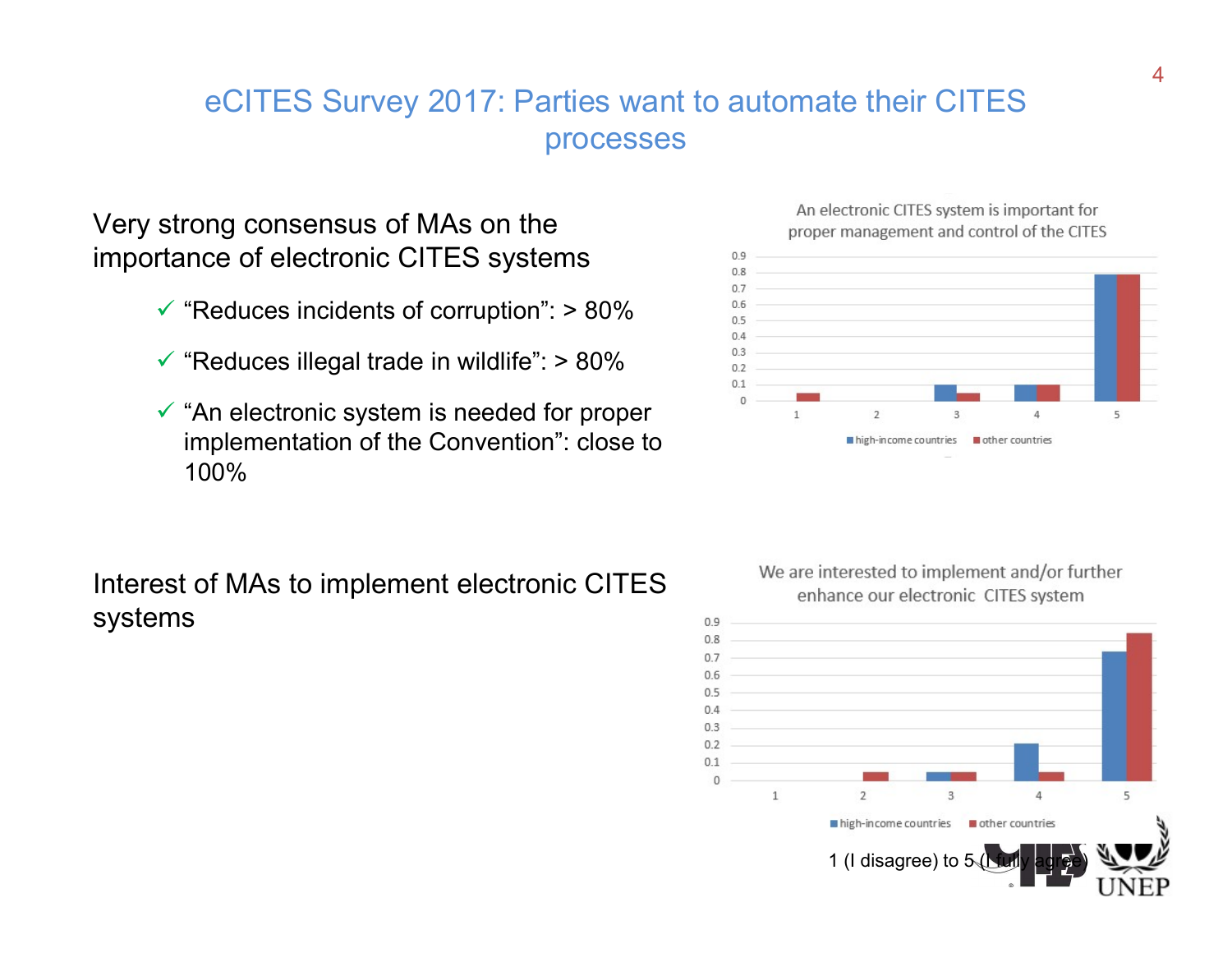# eCITES Survey 2017: Parties want to automate their CITES processes

Very strong consensus of MAs on the importance of electronic CITES systems

- ✓ "Reduces incidents of corruption": > 80%
- ✓ "Reduces illegal trade in wildlife": > 80%
- ✓ "An electronic system is needed for proper implementation of the Convention": close to 100%

An electronic CITES system is important for proper management and control of the CITES

Interest of MAs to implement electronic CITES systems

We are interested to implement and/or further enhance our electronic CITES system

1 (I disagree) to 5 (I fully agree)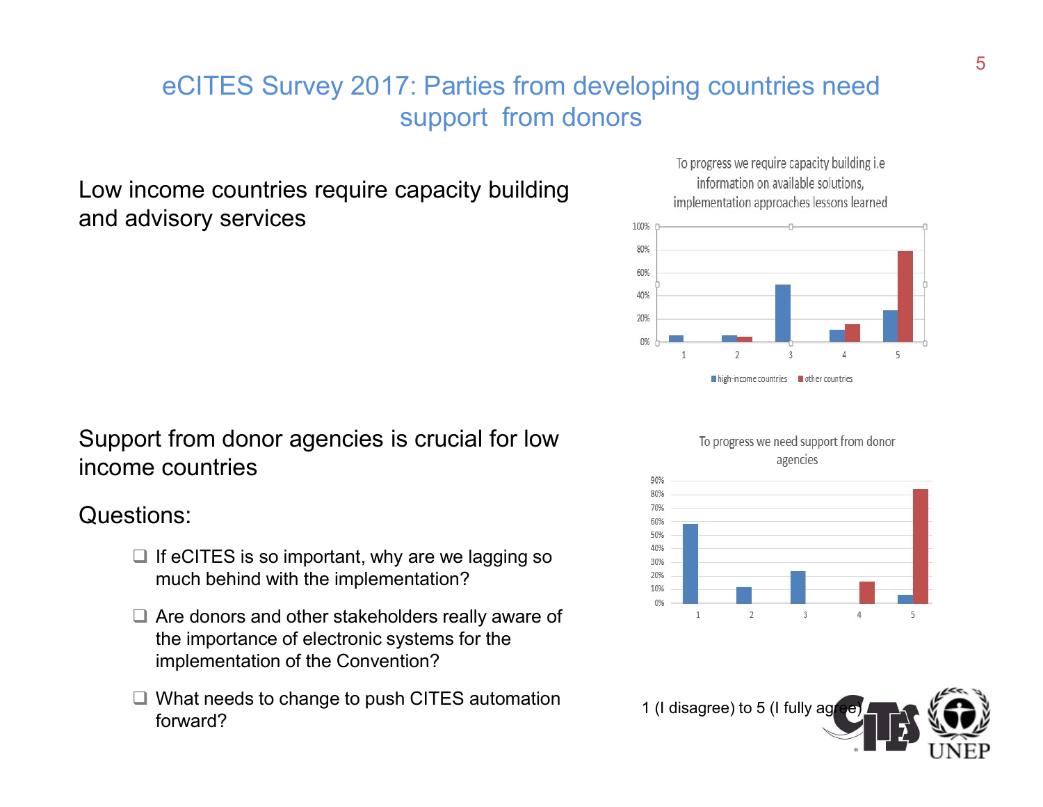# eCITES Survey 2017: Parties from developing countries need support from donors

Low income countries require capacity building and advisory services

To progress we require capacity building i.e information on available solutions, implementation approaches lessons learned

Support from donor agencies is crucial for low income countries

To progress we need support from donor agencies

Questions:

- If eCITES is so important, why are we lagging so much behind with the implementation?
- Are donors and other stakeholders really aware of the importance of electronic systems for the implementation of the Convention?
- What needs to change to push CITES automation forward?

1 (I disagree) to 5 (I fully agree)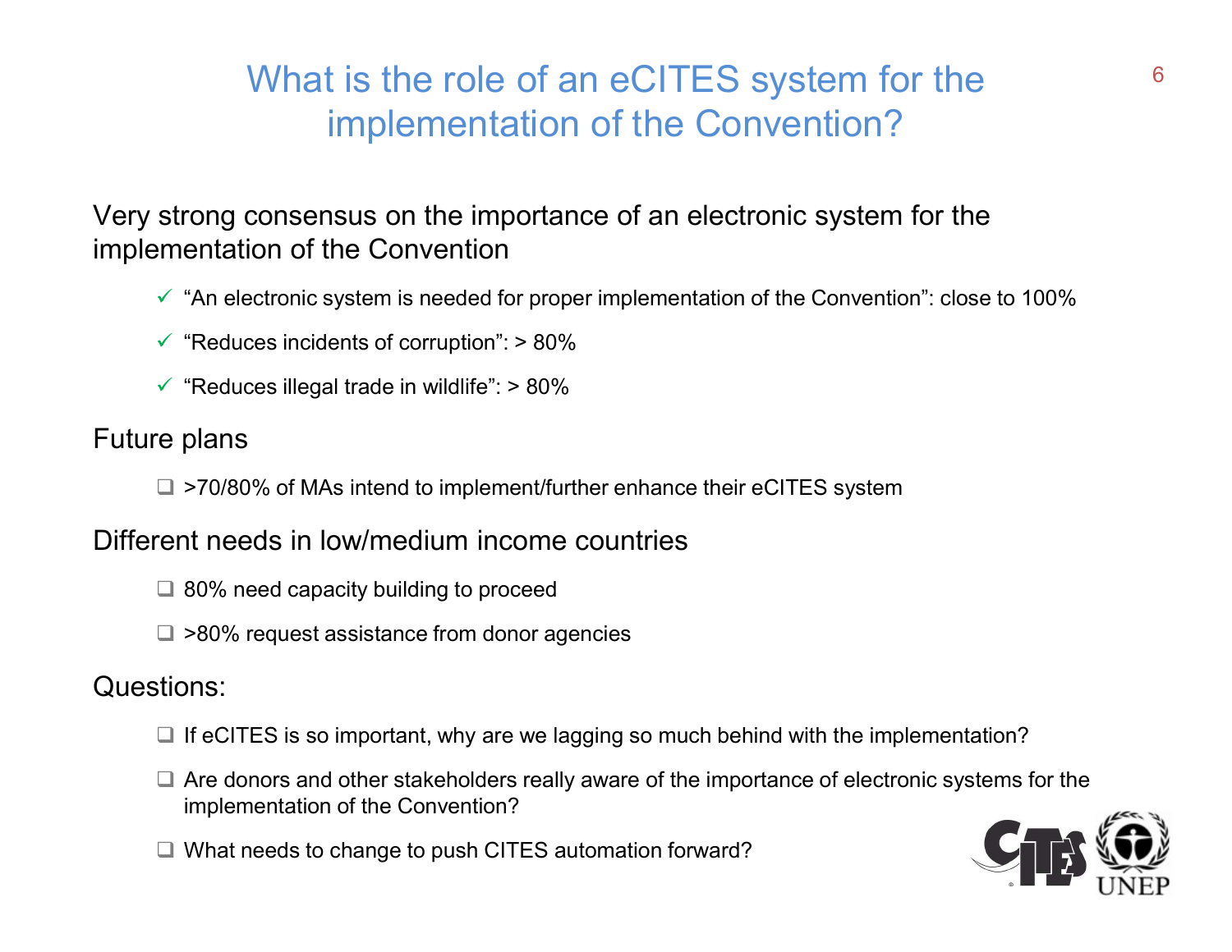# What is the role of an eCITES system for the implementation of the Convention?

Very strong consensus on the importance of an electronic system for the implementation of the Convention

- ✓ "An electronic system is needed for proper implementation of the Convention": close to 100%
- ✓ "Reduces incidents of corruption": > 80%
- ✓ "Reduces illegal trade in wildlife": > 80%

Future plans

- >70/80% of MAs intend to implement/further enhance their eCITES system

Different needs in low/medium income countries

- 80% need capacity building to proceed
- >80% request assistance from donor agencies

Questions:

- If eCITES is so important, why are we lagging so much behind with the implementation?
- Are donors and other stakeholders really aware of the importance of electronic systems for the implementation of the Convention?
- What needs to change to push CITES automation forward?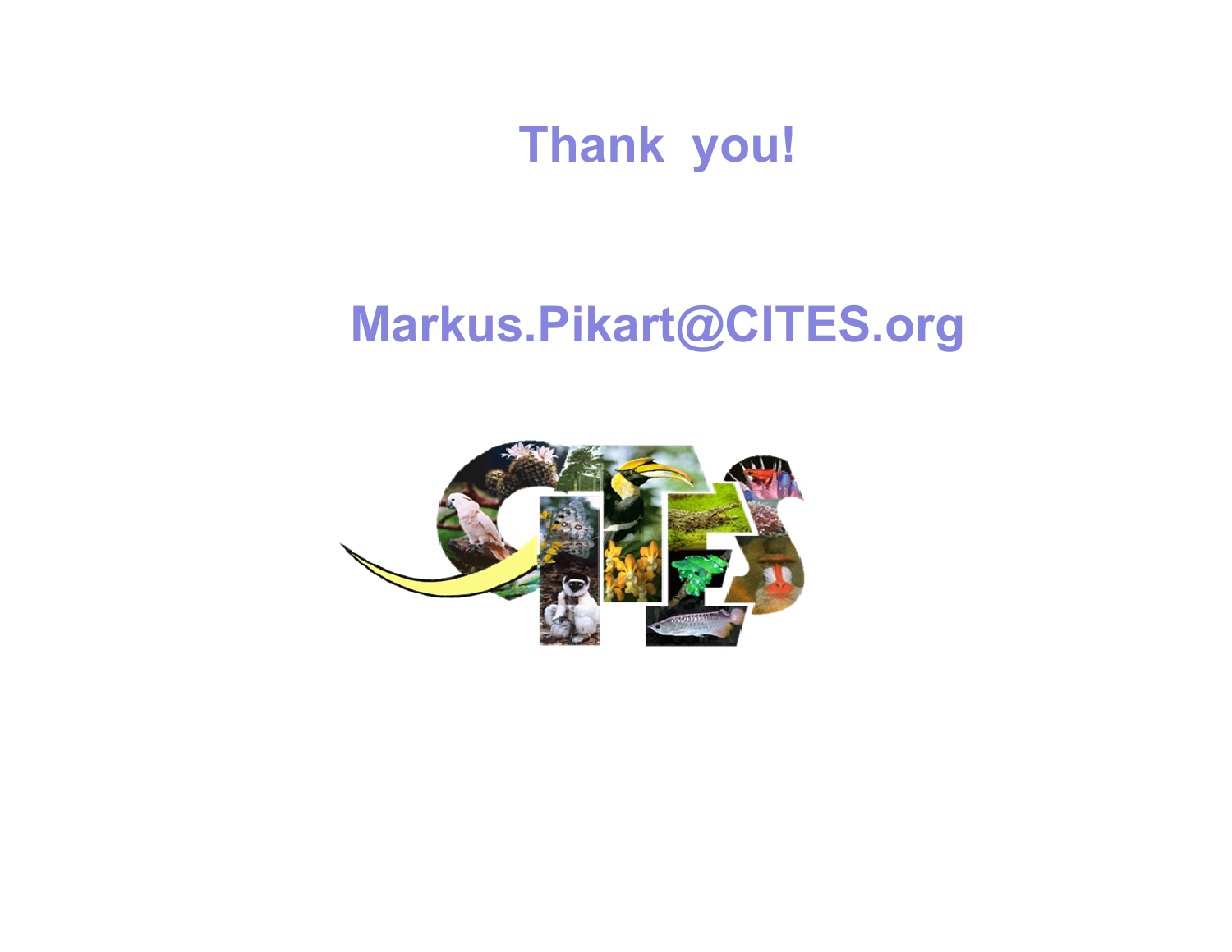Thank you!

Markus.Pikart@CITES.org